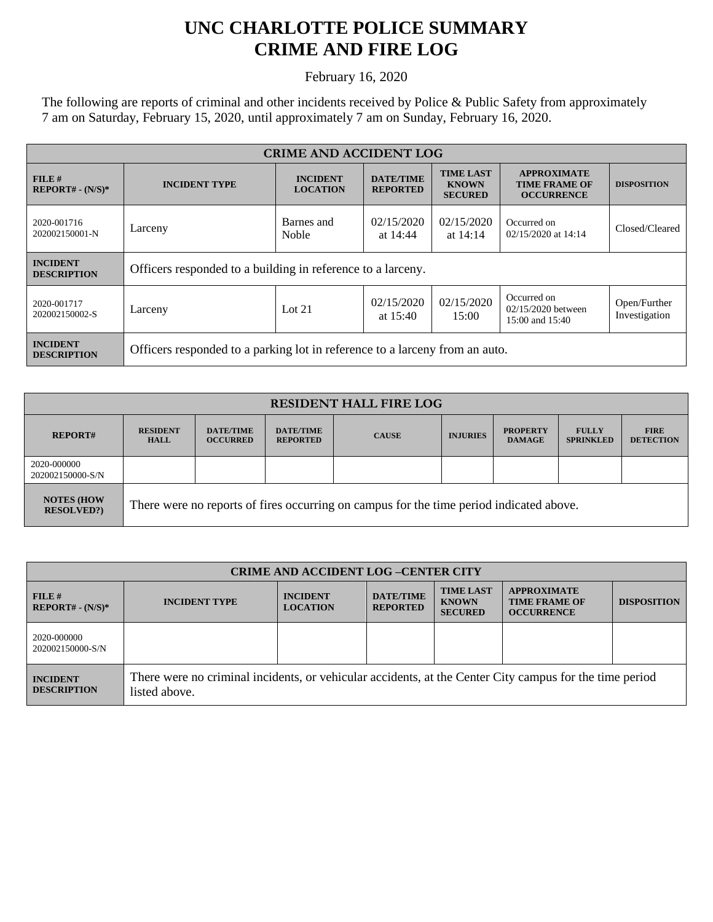# UNC CHARLOTTE POLICE SUMMARY
# CRIME AND FIRE LOG

February 16, 2020

The following are reports of criminal and other incidents received by Police & Public Safety from approximately 7 am on Saturday, February 15, 2020, until approximately 7 am on Sunday, February 16, 2020.

| CRIME AND ACCIDENT LOG | | | | | | |
|---|---|---|---|---|---|---|
| **FILE # REPORT# - (N/S)*** | **INCIDENT TYPE** | **INCIDENT LOCATION** | **DATE/TIME REPORTED** | **TIME LAST KNOWN SECURED** | **APPROXIMATE TIME FRAME OF OCCURRENCE** | **DISPOSITION** |
| 2020-001716 202002150001-N | Larceny | Barnes and Noble | 02/15/2020 at 14:44 | 02/15/2020 at 14:14 | Occurred on 02/15/2020 at 14:14 | Closed/Cleared |
| **INCIDENT DESCRIPTION** | Officers responded to a building in reference to a larceny. | | | | | |
| 2020-001717 202002150002-S | Larceny | Lot 21 | 02/15/2020 at 15:40 | 02/15/2020 15:00 | Occurred on 02/15/2020 between 15:00 and 15:40 | Open/Further Investigation |
| **INCIDENT DESCRIPTION** | Officers responded to a parking lot in reference to a larceny from an auto. | | | | | |

| RESIDENT HALL FIRE LOG | | | | | | | | |
|---|---|---|---|---|---|---|---|---|
| **REPORT#** | **RESIDENT HALL** | **DATE/TIME OCCURRED** | **DATE/TIME REPORTED** | **CAUSE** | **INJURIES** | **PROPERTY DAMAGE** | **FULLY SPRINKLED** | **FIRE DETECTION** |
| 2020-000000 202002150000-S/N | | | | | | | | |
| **NOTES (HOW RESOLVED?)** | There were no reports of fires occurring on campus for the time period indicated above. | | | | | | | |

| CRIME AND ACCIDENT LOG –CENTER CITY | | | | | | |
|---|---|---|---|---|---|---|
| **FILE # REPORT# - (N/S)*** | **INCIDENT TYPE** | **INCIDENT LOCATION** | **DATE/TIME REPORTED** | **TIME LAST KNOWN SECURED** | **APPROXIMATE TIME FRAME OF OCCURRENCE** | **DISPOSITION** |
| 2020-000000 202002150000-S/N | | | | | | |
| **INCIDENT DESCRIPTION** | There were no criminal incidents, or vehicular accidents, at the Center City campus for the time period listed above. | | | | | |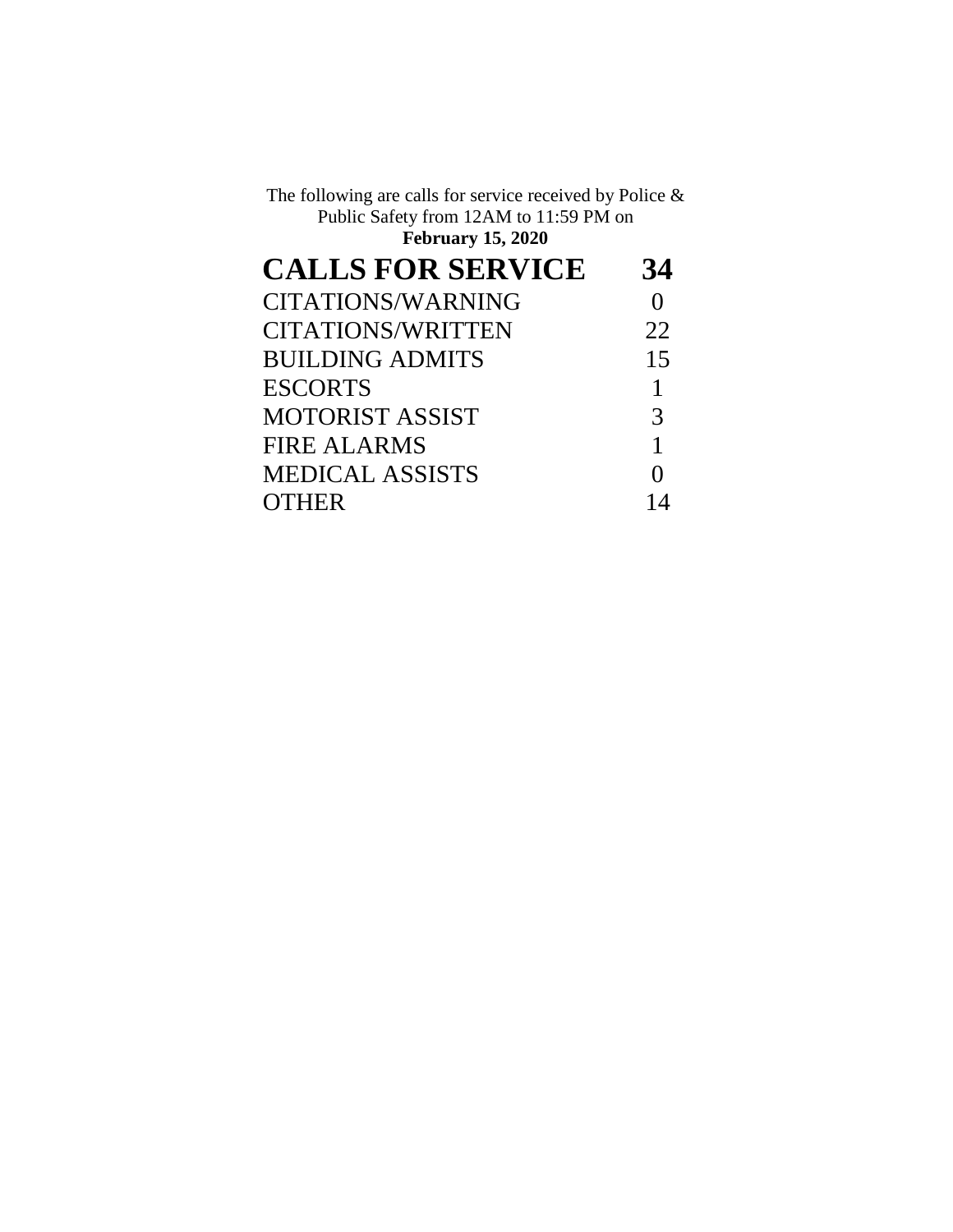The following are calls for service received by Police & Public Safety from 12AM to 11:59 PM on

**February 15, 2020**

| | |
|---|---|
| **CALLS FOR SERVICE** | **34** |
| CITATIONS/WARNING | 0 |
| CITATIONS/WRITTEN | 22 |
| BUILDING ADMITS | 15 |
| ESCORTS | 1 |
| MOTORIST ASSIST | 3 |
| FIRE ALARMS | 1 |
| MEDICAL ASSISTS | 0 |
| OTHER | 14 |